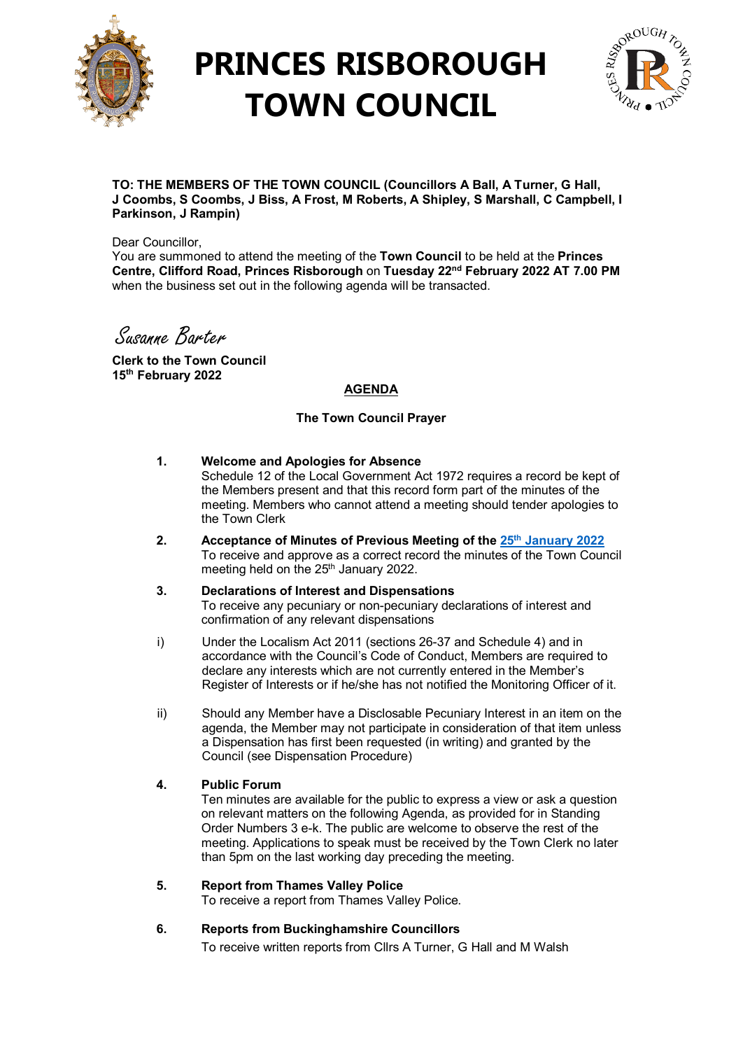# PRINCES RISBOROUGH TOWN COUNCIL

**TO: THE MEMBERS OF THE TOWN COUNCIL (Councillors A Ball, A Turner, G Hall, J Coombs, S Coombs, J Biss, A Frost, M Roberts, A Shipley, S Marshall, C Campbell, I Parkinson, J Rampin)**

Dear Councillor,
You are summoned to attend the meeting of the **Town Council** to be held at the **Princes Centre, Clifford Road, Princes Risborough** on **Tuesday 22nd February 2022 AT 7.00 PM** when the business set out in the following agenda will be transacted.

*Susanne Barter*

**Clerk to the Town Council**
**15th February 2022**

## AGENDA

**The Town Council Prayer**

**1. Welcome and Apologies for Absence**
Schedule 12 of the Local Government Act 1972 requires a record be kept of the Members present and that this record form part of the minutes of the meeting. Members who cannot attend a meeting should tender apologies to the Town Clerk

**2. Acceptance of Minutes of Previous Meeting of the 25th January 2022**
To receive and approve as a correct record the minutes of the Town Council meeting held on the 25th January 2022.

**3. Declarations of Interest and Dispensations**
To receive any pecuniary or non-pecuniary declarations of interest and confirmation of any relevant dispensations

i) Under the Localism Act 2011 (sections 26-37 and Schedule 4) and in accordance with the Council's Code of Conduct, Members are required to declare any interests which are not currently entered in the Member's Register of Interests or if he/she has not notified the Monitoring Officer of it.

ii) Should any Member have a Disclosable Pecuniary Interest in an item on the agenda, the Member may not participate in consideration of that item unless a Dispensation has first been requested (in writing) and granted by the Council (see Dispensation Procedure)

**4. Public Forum**
Ten minutes are available for the public to express a view or ask a question on relevant matters on the following Agenda, as provided for in Standing Order Numbers 3 e-k. The public are welcome to observe the rest of the meeting. Applications to speak must be received by the Town Clerk no later than 5pm on the last working day preceding the meeting.

**5. Report from Thames Valley Police**
To receive a report from Thames Valley Police.

**6. Reports from Buckinghamshire Councillors**
To receive written reports from Cllrs A Turner, G Hall and M Walsh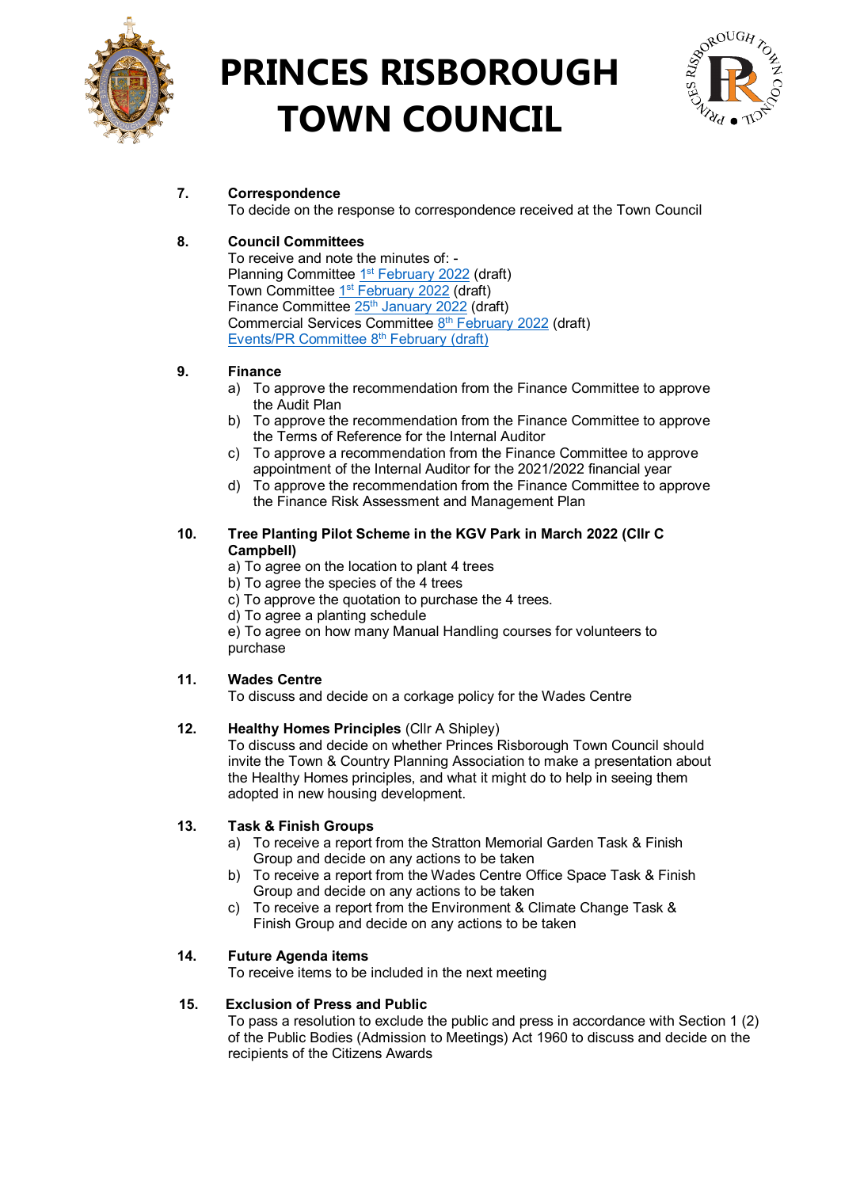# PRINCES RISBOROUGH TOWN COUNCIL

**7. Correspondence**

To decide on the response to correspondence received at the Town Council

**8. Council Committees**

To receive and note the minutes of: -
Planning Committee 1st February 2022 (draft)
Town Committee 1st February 2022 (draft)
Finance Committee 25th January 2022 (draft)
Commercial Services Committee 8th February 2022 (draft)
Events/PR Committee 8th February (draft)

**9. Finance**

a) To approve the recommendation from the Finance Committee to approve the Audit Plan
b) To approve the recommendation from the Finance Committee to approve the Terms of Reference for the Internal Auditor
c) To approve a recommendation from the Finance Committee to approve appointment of the Internal Auditor for the 2021/2022 financial year
d) To approve the recommendation from the Finance Committee to approve the Finance Risk Assessment and Management Plan

**10. Tree Planting Pilot Scheme in the KGV Park in March 2022 (Cllr C Campbell)**

a) To agree on the location to plant 4 trees
b) To agree the species of the 4 trees
c) To approve the quotation to purchase the 4 trees.
d) To agree a planting schedule
e) To agree on how many Manual Handling courses for volunteers to purchase

**11. Wades Centre**

To discuss and decide on a corkage policy for the Wades Centre

**12. Healthy Homes Principles** (Cllr A Shipley)

To discuss and decide on whether Princes Risborough Town Council should invite the Town & Country Planning Association to make a presentation about the Healthy Homes principles, and what it might do to help in seeing them adopted in new housing development.

**13. Task & Finish Groups**

a) To receive a report from the Stratton Memorial Garden Task & Finish Group and decide on any actions to be taken
b) To receive a report from the Wades Centre Office Space Task & Finish Group and decide on any actions to be taken
c) To receive a report from the Environment & Climate Change Task & Finish Group and decide on any actions to be taken

**14. Future Agenda items**

To receive items to be included in the next meeting

**15. Exclusion of Press and Public**

To pass a resolution to exclude the public and press in accordance with Section 1 (2) of the Public Bodies (Admission to Meetings) Act 1960 to discuss and decide on the recipients of the Citizens Awards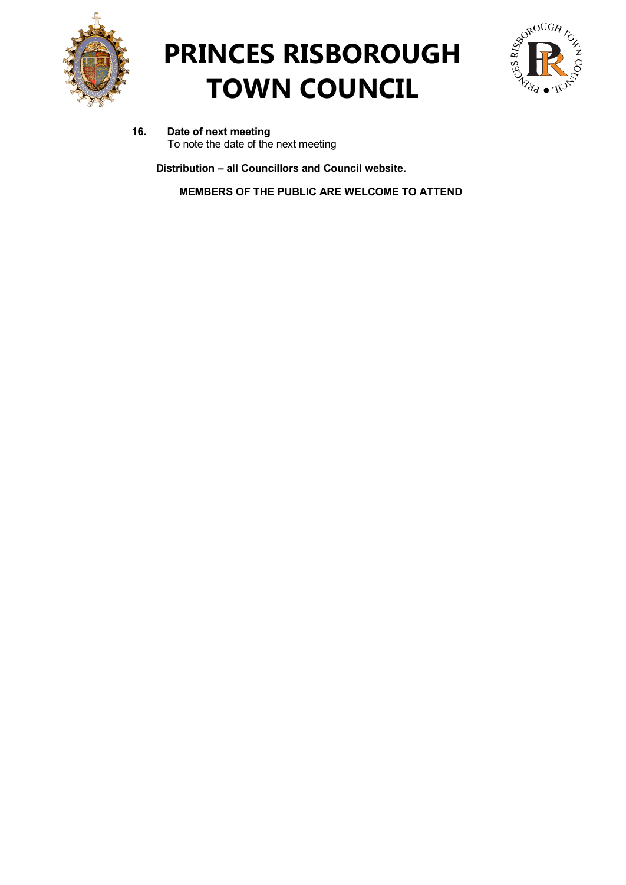# PRINCES RISBOROUGH TOWN COUNCIL

**16. Date of next meeting**
To note the date of the next meeting

**Distribution – all Councillors and Council website.**

**MEMBERS OF THE PUBLIC ARE WELCOME TO ATTEND**